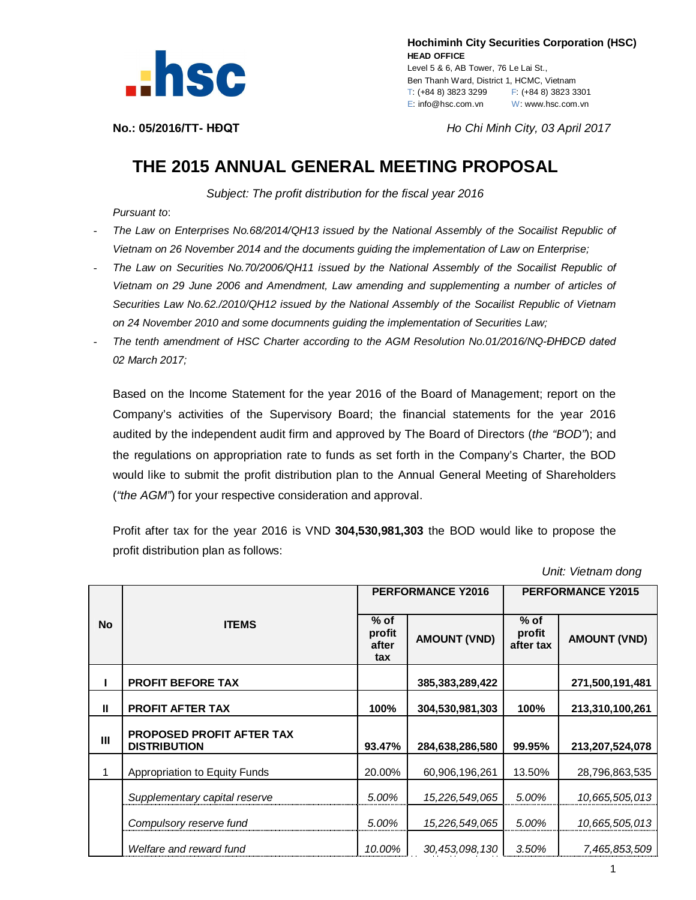**Hochiminh City Securities Corporation (HSC)**
**HEAD OFFICE**
Level 5 & 6, AB Tower, 76 Le Lai St.,
Ben Thanh Ward, District 1, HCMC, Vietnam
T: (+84 8) 3823 3299 F: (+84 8) 3823 3301
E: info@hsc.com.vn W: www.hsc.com.vn

**No.: 05/2016/TT- HĐQT** *Ho Chi Minh City, 03 April 2017*

# THE 2015 ANNUAL GENERAL MEETING PROPOSAL

*Subject: The profit distribution for the fiscal year 2016*

*Pursuant to*:

- *The Law on Enterprises No.68/2014/QH13 issued by the National Assembly of the Socailist Republic of Vietnam on 26 November 2014 and the documents guiding the implementation of Law on Enterprise;*
- *The Law on Securities No.70/2006/QH11 issued by the National Assembly of the Socailist Republic of Vietnam on 29 June 2006 and Amendment, Law amending and supplementing a number of articles of Securities Law No.62./2010/QH12 issued by the National Assembly of the Socailist Republic of Vietnam on 24 November 2010 and some documnents guiding the implementation of Securities Law;*
- *The tenth amendment of HSC Charter according to the AGM Resolution No.01/2016/NQ-ĐHĐCĐ dated 02 March 2017;*

Based on the Income Statement for the year 2016 of the Board of Management; report on the Company's activities of the Supervisory Board; the financial statements for the year 2016 audited by the independent audit firm and approved by The Board of Directors (*the "BOD"*); and the regulations on appropriation rate to funds as set forth in the Company's Charter, the BOD would like to submit the profit distribution plan to the Annual General Meeting of Shareholders (*"the AGM"*) for your respective consideration and approval.

Profit after tax for the year 2016 is VND **304,530,981,303** the BOD would like to propose the profit distribution plan as follows:

*Unit: Vietnam dong*

| No | ITEMS | PERFORMANCE Y2016 | | PERFORMANCE Y2015 | |
|---|---|---|---|---|---|
| | | % of profit after tax | AMOUNT (VND) | % of profit after tax | AMOUNT (VND) |
| **I** | **PROFIT BEFORE TAX** | | **385,383,289,422** | | **271,500,191,481** |
| **II** | **PROFIT AFTER TAX** | **100%** | **304,530,981,303** | **100%** | **213,310,100,261** |
| **III** | **PROPOSED PROFIT AFTER TAX DISTRIBUTION** | **93.47%** | **284,638,286,580** | **99.95%** | **213,207,524,078** |
| 1 | Appropriation to Equity Funds | 20.00% | 60,906,196,261 | 13.50% | 28,796,863,535 |
| | *Supplementary capital reserve* | *5.00%* | *15,226,549,065* | *5.00%* | *10,665,505,013* |
| | *Compulsory reserve fund* | *5.00%* | *15,226,549,065* | *5.00%* | *10,665,505,013* |
| | *Welfare and reward fund* | *10.00%* | *30,453,098,130* | *3.50%* | *7,465,853,509* |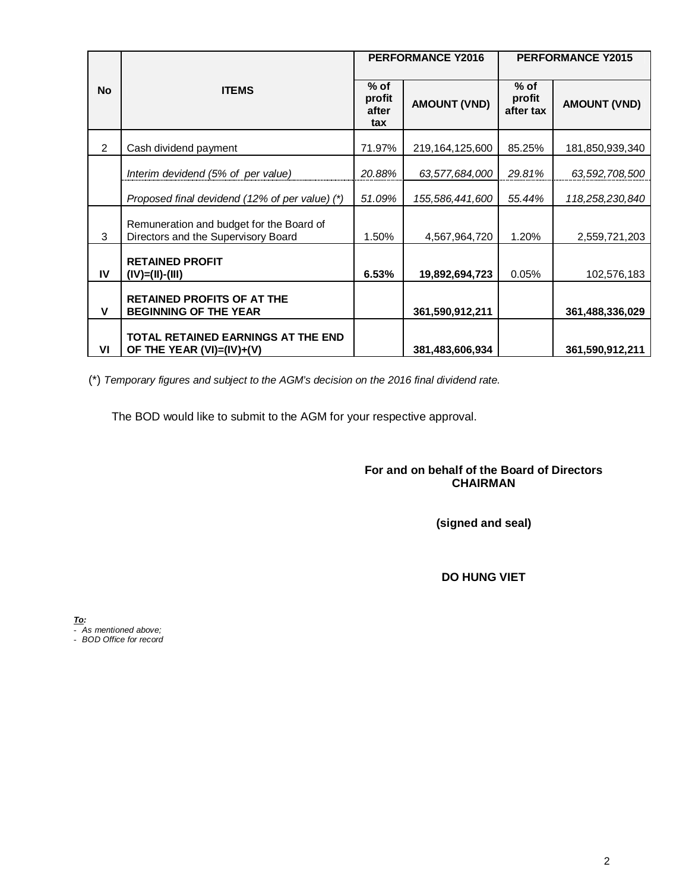| No | ITEMS | PERFORMANCE Y2016 | | PERFORMANCE Y2015 | |
|---|---|---|---|---|---|
| | | % of profit after tax | AMOUNT (VND) | % of profit after tax | AMOUNT (VND) |
| 2 | Cash dividend payment | 71.97% | 219,164,125,600 | 85.25% | 181,850,939,340 |
| | *Interim devidend (5% of per value)* | *20.88%* | *63,577,684,000* | *29.81%* | *63,592,708,500* |
| | *Proposed final devidend (12% of per value) (\*)* | *51.09%* | *155,586,441,600* | *55.44%* | *118,258,230,840* |
| 3 | Remuneration and budget for the Board of Directors and the Supervisory Board | 1.50% | 4,567,964,720 | 1.20% | 2,559,721,203 |
| **IV** | **RETAINED PROFIT (IV)=(II)-(III)** | **6.53%** | **19,892,694,723** | 0.05% | 102,576,183 |
| **V** | **RETAINED PROFITS OF AT THE BEGINNING OF THE YEAR** | | **361,590,912,211** | | **361,488,336,029** |
| **VI** | **TOTAL RETAINED EARNINGS AT THE END OF THE YEAR (VI)=(IV)+(V)** | | **381,483,606,934** | | **361,590,912,211** |

(*) *Temporary figures and subject to the AGM's decision on the 2016 final dividend rate.*

The BOD would like to submit to the AGM for your respective approval.

**For and on behalf of the Board of Directors**
**CHAIRMAN**

**(signed and seal)**

**DO HUNG VIET**

***To:***
- *As mentioned above;*
- *BOD Office for record*